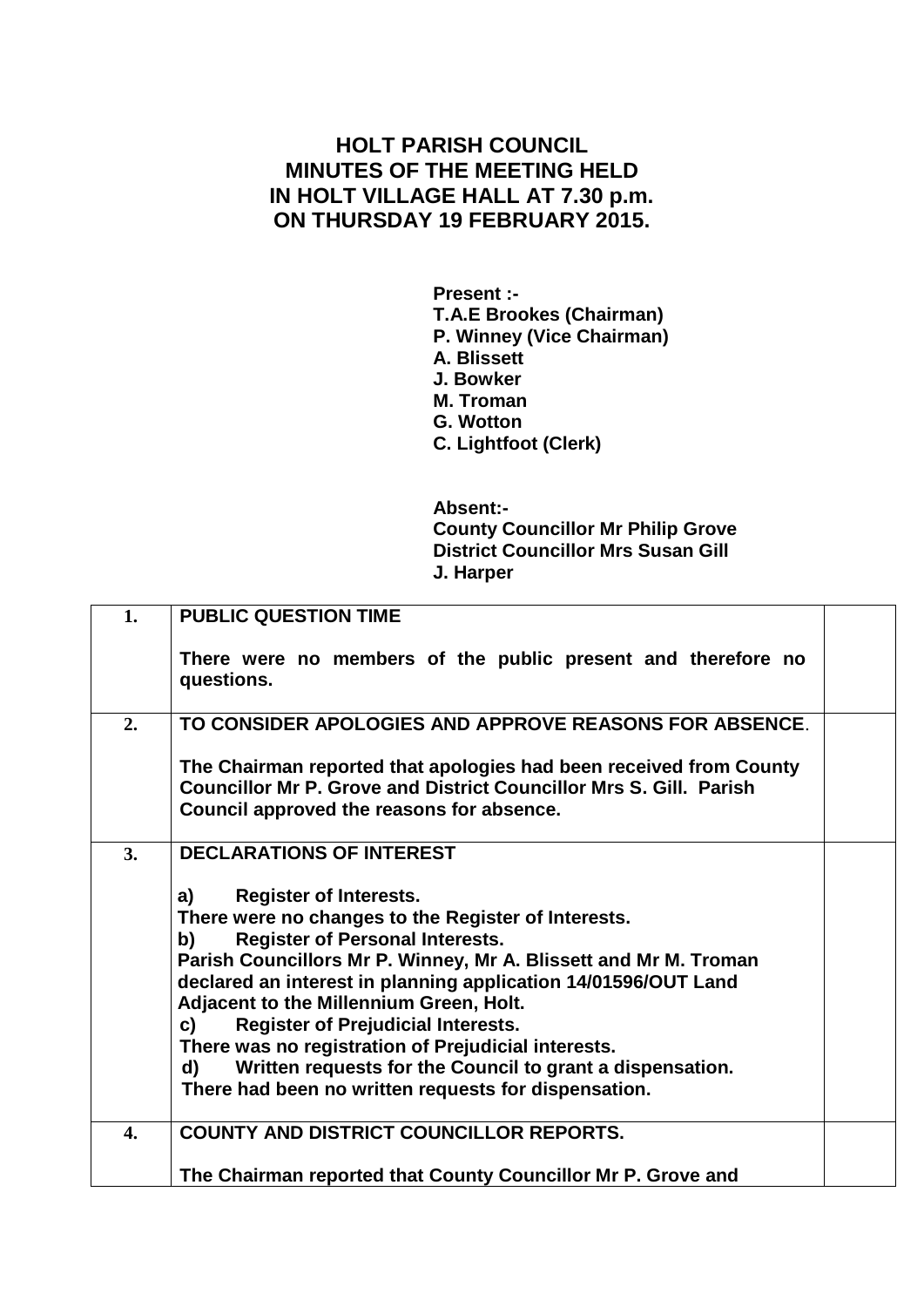# HOLT PARISH COUNCIL
# MINUTES OF THE MEETING HELD
# IN HOLT VILLAGE HALL AT 7.30 p.m.
# ON THURSDAY 19 FEBRUARY 2015.

**Present :-**
**T.A.E Brookes (Chairman)**
**P. Winney (Vice Chairman)**
**A. Blissett**
**J. Bowker**
**M. Troman**
**G. Wotton**
**C. Lightfoot (Clerk)**

**Absent:-**
**County Councillor Mr Philip Grove**
**District Councillor Mrs Susan Gill**
**J. Harper**

| | | |
|---|---|---|
| **1.** | **PUBLIC QUESTION TIME**<br><br>**There were no members of the public present and therefore no questions.** | |
| **2.** | **TO CONSIDER APOLOGIES AND APPROVE REASONS FOR ABSENCE.**<br><br>**The Chairman reported that apologies had been received from County Councillor Mr P. Grove and District Councillor Mrs S. Gill. Parish Council approved the reasons for absence.** | |
| **3.** | **DECLARATIONS OF INTEREST**<br><br>**a) Register of Interests.**<br>**There were no changes to the Register of Interests.**<br>**b) Register of Personal Interests.**<br>**Parish Councillors Mr P. Winney, Mr A. Blissett and Mr M. Troman declared an interest in planning application 14/01596/OUT Land Adjacent to the Millennium Green, Holt.**<br>**c) Register of Prejudicial Interests.**<br>**There was no registration of Prejudicial interests.**<br>**d) Written requests for the Council to grant a dispensation.**<br>**There had been no written requests for dispensation.** | |
| **4.** | **COUNTY AND DISTRICT COUNCILLOR REPORTS.**<br><br>**The Chairman reported that County Councillor Mr P. Grove and** | |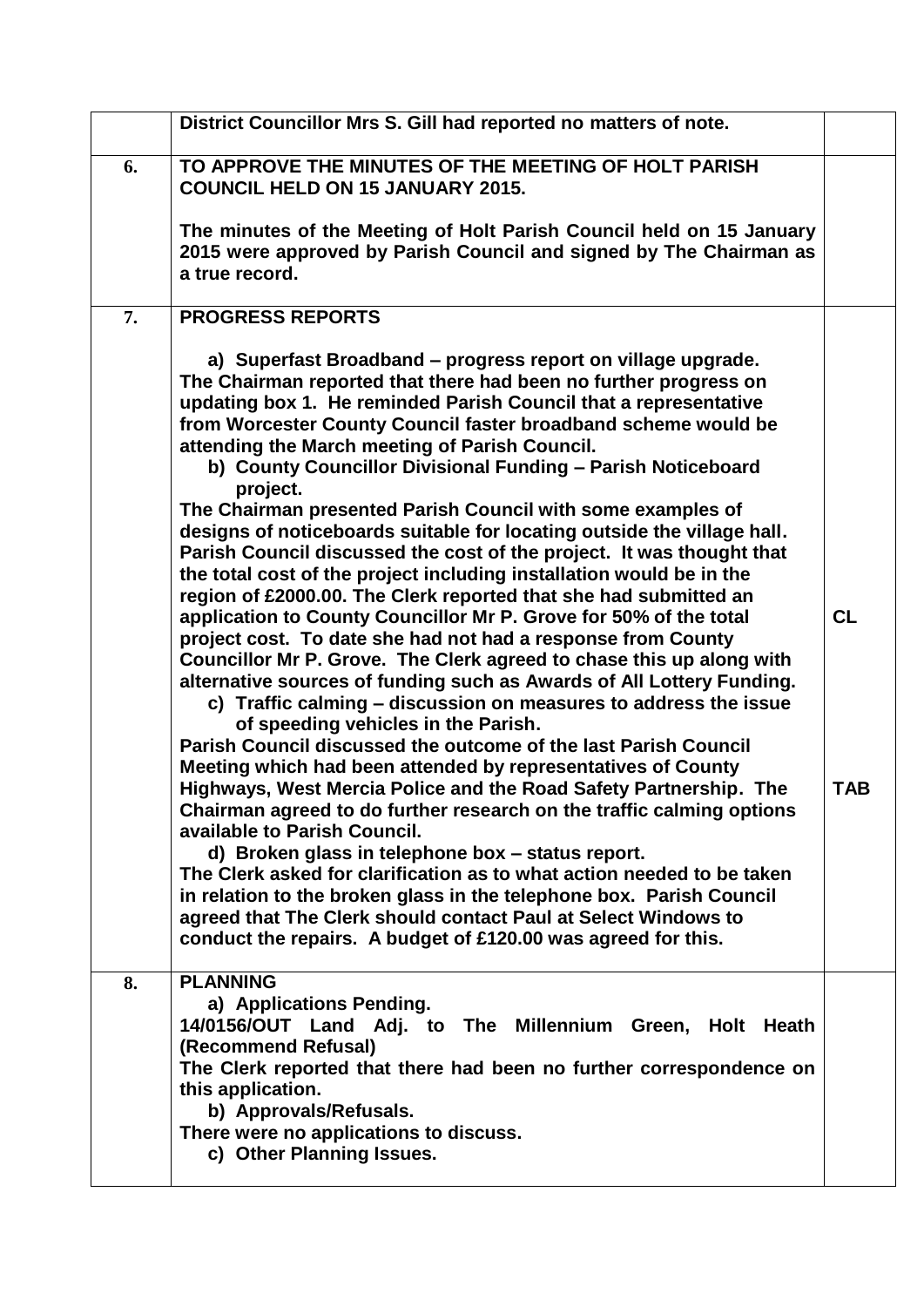|  |  |  |
|---|---|---|
|  | **District Councillor Mrs S. Gill had reported no matters of note.** |  |
| **6.** | **TO APPROVE THE MINUTES OF THE MEETING OF HOLT PARISH COUNCIL HELD ON 15 JANUARY 2015.**<br><br>**The minutes of the Meeting of Holt Parish Council held on 15 January 2015 were approved by Parish Council and signed by The Chairman as a true record.** |  |
| **7.** | **PROGRESS REPORTS**<br><br>**a) Superfast Broadband – progress report on village upgrade.**<br>**The Chairman reported that there had been no further progress on updating box 1. He reminded Parish Council that a representative from Worcester County Council faster broadband scheme would be attending the March meeting of Parish Council.**<br>**b) County Councillor Divisional Funding – Parish Noticeboard project.**<br>**The Chairman presented Parish Council with some examples of designs of noticeboards suitable for locating outside the village hall. Parish Council discussed the cost of the project. It was thought that the total cost of the project including installation would be in the region of £2000.00. The Clerk reported that she had submitted an application to County Councillor Mr P. Grove for 50% of the total project cost. To date she had not had a response from County Councillor Mr P. Grove. The Clerk agreed to chase this up along with alternative sources of funding such as Awards of All Lottery Funding.**<br>**c) Traffic calming – discussion on measures to address the issue of speeding vehicles in the Parish.**<br>**Parish Council discussed the outcome of the last Parish Council Meeting which had been attended by representatives of County Highways, West Mercia Police and the Road Safety Partnership. The Chairman agreed to do further research on the traffic calming options available to Parish Council.**<br>**d) Broken glass in telephone box – status report.**<br>**The Clerk asked for clarification as to what action needed to be taken in relation to the broken glass in the telephone box. Parish Council agreed that The Clerk should contact Paul at Select Windows to conduct the repairs. A budget of £120.00 was agreed for this.** | **CL**<br><br>**TAB** |
| **8.** | **PLANNING**<br>**a) Applications Pending.**<br>**14/0156/OUT Land Adj. to The Millennium Green, Holt Heath (Recommend Refusal)**<br>**The Clerk reported that there had been no further correspondence on this application.**<br>**b) Approvals/Refusals.**<br>**There were no applications to discuss.**<br>**c) Other Planning Issues.** |  |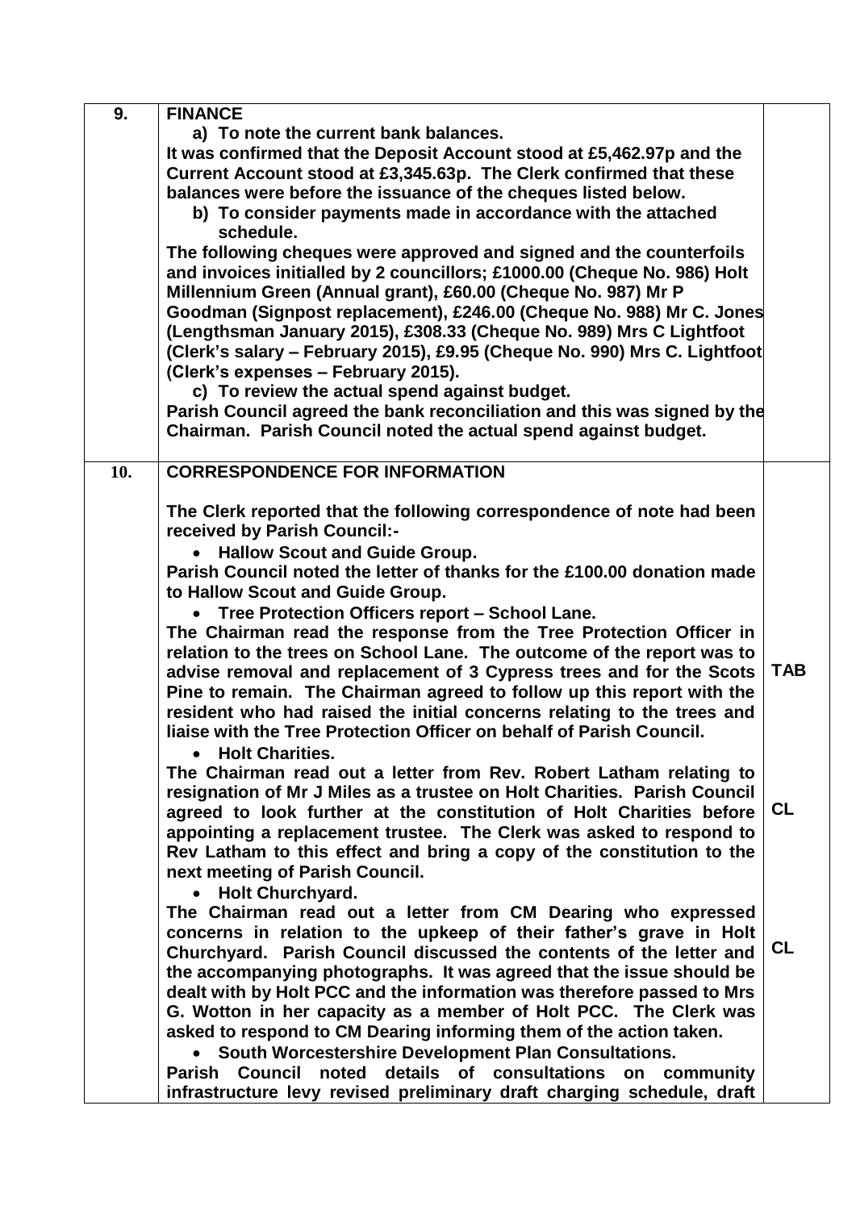| | | |
|---|---|---|
| **9.** | **FINANCE**<br>**a) To note the current bank balances.**<br>**It was confirmed that the Deposit Account stood at £5,462.97p and the Current Account stood at £3,345.63p. The Clerk confirmed that these balances were before the issuance of the cheques listed below.**<br>**b) To consider payments made in accordance with the attached schedule.**<br>**The following cheques were approved and signed and the counterfoils and invoices initialled by 2 councillors; £1000.00 (Cheque No. 986) Holt Millennium Green (Annual grant), £60.00 (Cheque No. 987) Mr P Goodman (Signpost replacement), £246.00 (Cheque No. 988) Mr C. Jones (Lengthsman January 2015), £308.33 (Cheque No. 989) Mrs C Lightfoot (Clerk's salary – February 2015), £9.95 (Cheque No. 990) Mrs C. Lightfoot (Clerk's expenses – February 2015).**<br>**c) To review the actual spend against budget.**<br>**Parish Council agreed the bank reconciliation and this was signed by the Chairman. Parish Council noted the actual spend against budget.** | |
| **10.** | **CORRESPONDENCE FOR INFORMATION**<br><br>**The Clerk reported that the following correspondence of note had been received by Parish Council:-**<br>• **Hallow Scout and Guide Group.**<br>**Parish Council noted the letter of thanks for the £100.00 donation made to Hallow Scout and Guide Group.**<br>• **Tree Protection Officers report – School Lane.**<br>**The Chairman read the response from the Tree Protection Officer in relation to the trees on School Lane. The outcome of the report was to advise removal and replacement of 3 Cypress trees and for the Scots Pine to remain. The Chairman agreed to follow up this report with the resident who had raised the initial concerns relating to the trees and liaise with the Tree Protection Officer on behalf of Parish Council.**<br>• **Holt Charities.**<br>**The Chairman read out a letter from Rev. Robert Latham relating to resignation of Mr J Miles as a trustee on Holt Charities. Parish Council agreed to look further at the constitution of Holt Charities before appointing a replacement trustee. The Clerk was asked to respond to Rev Latham to this effect and bring a copy of the constitution to the next meeting of Parish Council.**<br>• **Holt Churchyard.**<br>**The Chairman read out a letter from CM Dearing who expressed concerns in relation to the upkeep of their father's grave in Holt Churchyard. Parish Council discussed the contents of the letter and the accompanying photographs. It was agreed that the issue should be dealt with by Holt PCC and the information was therefore passed to Mrs G. Wotton in her capacity as a member of Holt PCC. The Clerk was asked to respond to CM Dearing informing them of the action taken.**<br>• **South Worcestershire Development Plan Consultations.**<br>**Parish Council noted details of consultations on community infrastructure levy revised preliminary draft charging schedule, draft** | **TAB**<br><br>**CL**<br><br>**CL** |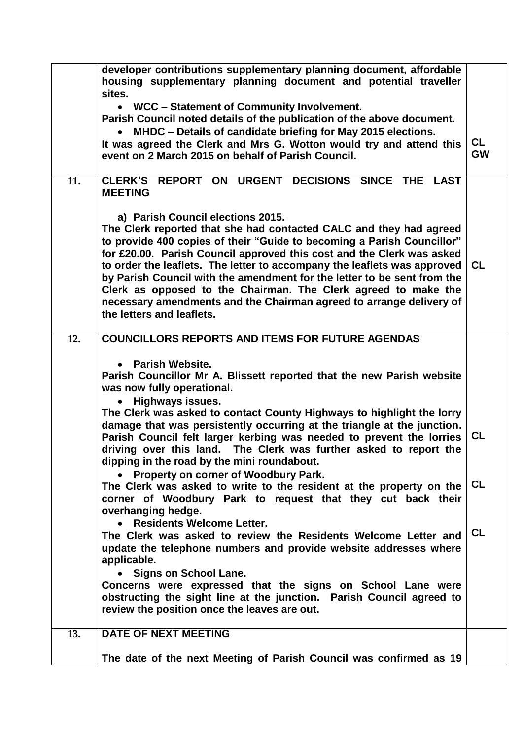| | | |
|---|---|---|
| | **developer contributions supplementary planning document, affordable housing supplementary planning document and potential traveller sites.**<br>• **WCC – Statement of Community Involvement.**<br>**Parish Council noted details of the publication of the above document.**<br>• **MHDC – Details of candidate briefing for May 2015 elections.**<br>**It was agreed the Clerk and Mrs G. Wotton would try and attend this event on 2 March 2015 on behalf of Parish Council.** | **CL**<br>**GW** |
| **11.** | **CLERK'S REPORT ON URGENT DECISIONS SINCE THE LAST MEETING**<br><br>**a) Parish Council elections 2015.**<br>**The Clerk reported that she had contacted CALC and they had agreed to provide 400 copies of their "Guide to becoming a Parish Councillor" for £20.00. Parish Council approved this cost and the Clerk was asked to order the leaflets. The letter to accompany the leaflets was approved by Parish Council with the amendment for the letter to be sent from the Clerk as opposed to the Chairman. The Clerk agreed to make the necessary amendments and the Chairman agreed to arrange delivery of the letters and leaflets.** | **CL** |
| **12.** | **COUNCILLORS REPORTS AND ITEMS FOR FUTURE AGENDAS**<br><br>• **Parish Website.**<br>**Parish Councillor Mr A. Blissett reported that the new Parish website was now fully operational.**<br>• **Highways issues.**<br>**The Clerk was asked to contact County Highways to highlight the lorry damage that was persistently occurring at the triangle at the junction. Parish Council felt larger kerbing was needed to prevent the lorries driving over this land. The Clerk was further asked to report the dipping in the road by the mini roundabout.**<br>• **Property on corner of Woodbury Park.**<br>**The Clerk was asked to write to the resident at the property on the corner of Woodbury Park to request that they cut back their overhanging hedge.**<br>• **Residents Welcome Letter.**<br>**The Clerk was asked to review the Residents Welcome Letter and update the telephone numbers and provide website addresses where applicable.**<br>• **Signs on School Lane.**<br>**Concerns were expressed that the signs on School Lane were obstructing the sight line at the junction. Parish Council agreed to review the position once the leaves are out.** | **CL**<br><br>**CL**<br><br>**CL** |
| **13.** | **DATE OF NEXT MEETING**<br><br>**The date of the next Meeting of Parish Council was confirmed as 19** | |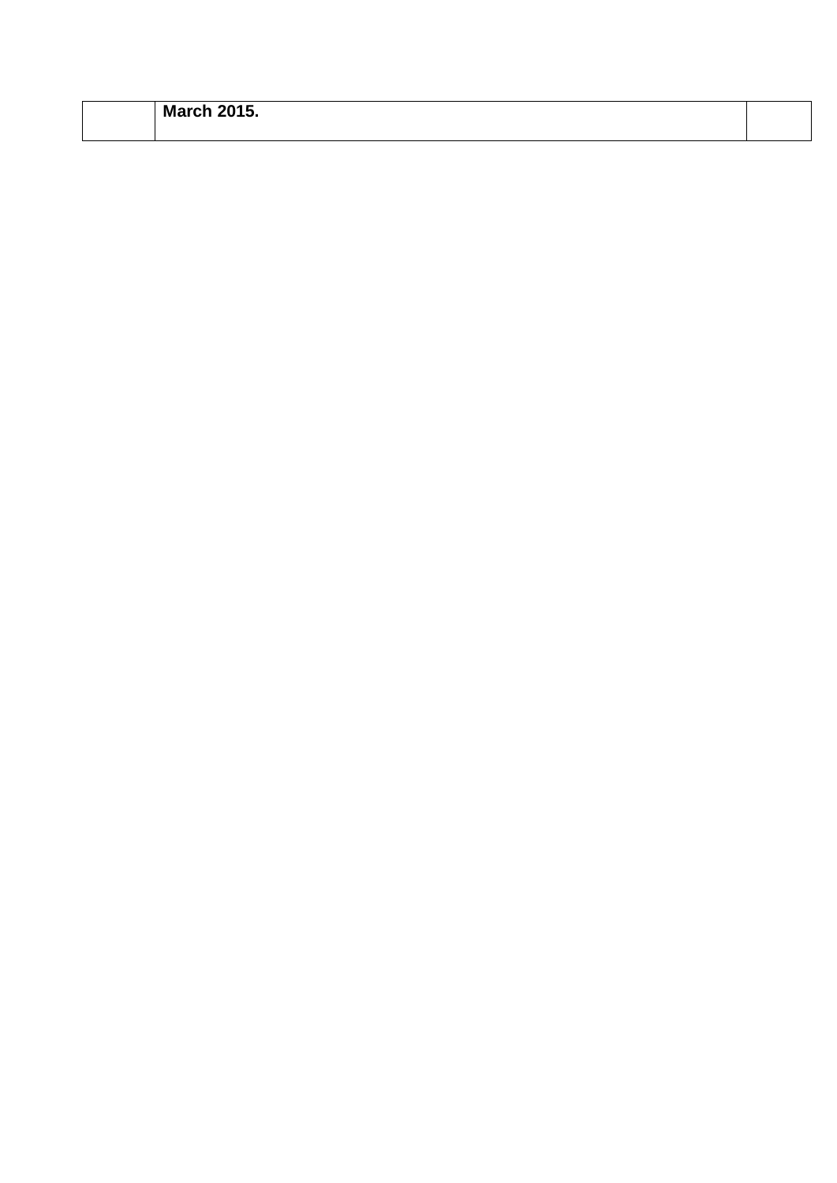| | | |
|---|---|---|
| | **March 2015.** | |